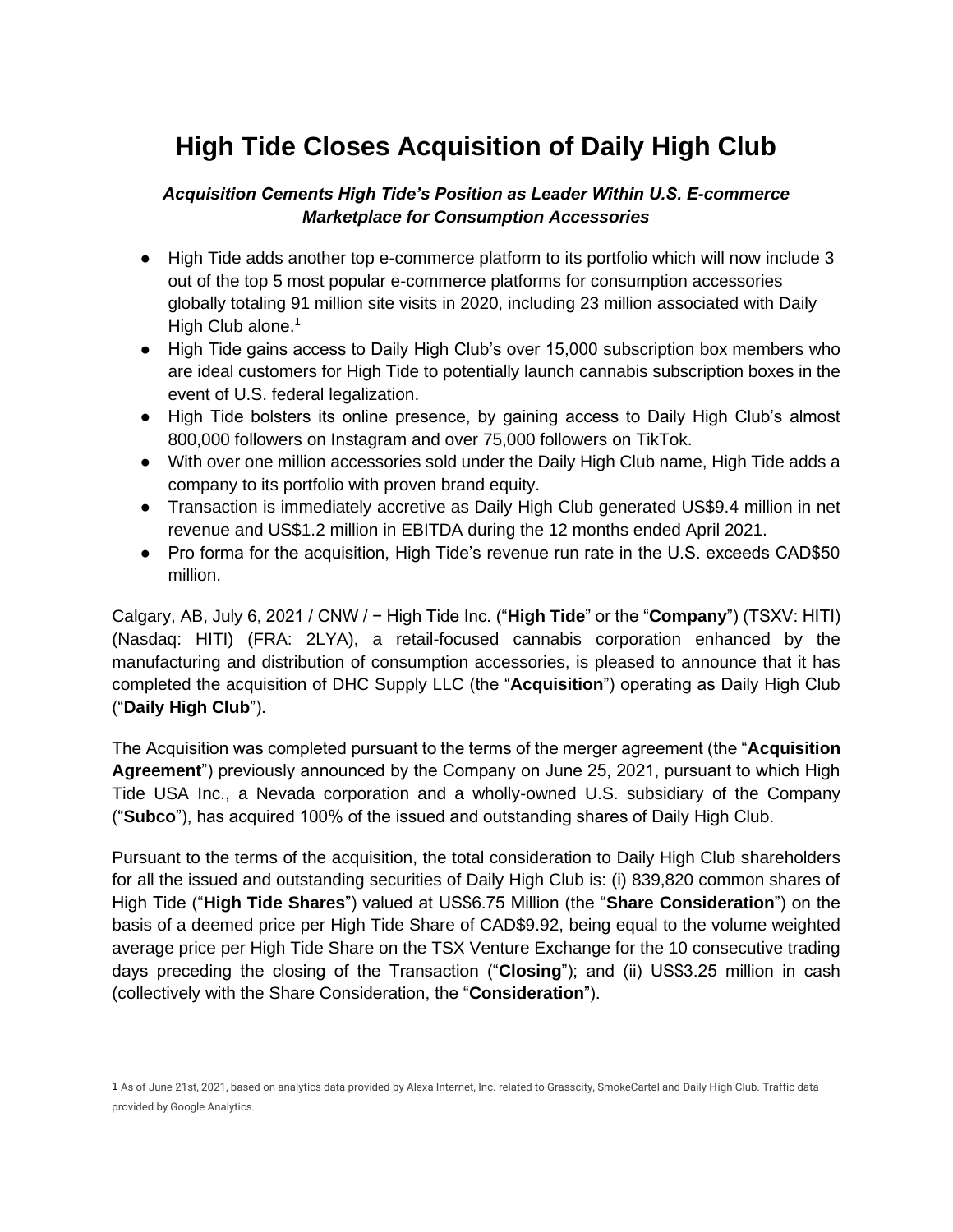# High Tide Closes Acquisition of Daily High Club

***Acquisition Cements High Tide's Position as Leader Within U.S. E-commerce Marketplace for Consumption Accessories***

- High Tide adds another top e-commerce platform to its portfolio which will now include 3 out of the top 5 most popular e-commerce platforms for consumption accessories globally totaling 91 million site visits in 2020, including 23 million associated with Daily High Club alone.[1]
- High Tide gains access to Daily High Club's over 15,000 subscription box members who are ideal customers for High Tide to potentially launch cannabis subscription boxes in the event of U.S. federal legalization.
- High Tide bolsters its online presence, by gaining access to Daily High Club's almost 800,000 followers on Instagram and over 75,000 followers on TikTok.
- With over one million accessories sold under the Daily High Club name, High Tide adds a company to its portfolio with proven brand equity.
- Transaction is immediately accretive as Daily High Club generated US$9.4 million in net revenue and US$1.2 million in EBITDA during the 12 months ended April 2021.
- Pro forma for the acquisition, High Tide's revenue run rate in the U.S. exceeds CAD$50 million.

Calgary, AB, July 6, 2021 / CNW / − High Tide Inc. ("**High Tide**" or the "**Company**") (TSXV: HITI) (Nasdaq: HITI) (FRA: 2LYA), a retail-focused cannabis corporation enhanced by the manufacturing and distribution of consumption accessories, is pleased to announce that it has completed the acquisition of DHC Supply LLC (the "**Acquisition**") operating as Daily High Club ("**Daily High Club**").

The Acquisition was completed pursuant to the terms of the merger agreement (the "**Acquisition Agreement**") previously announced by the Company on June 25, 2021, pursuant to which High Tide USA Inc., a Nevada corporation and a wholly-owned U.S. subsidiary of the Company ("**Subco**"), has acquired 100% of the issued and outstanding shares of Daily High Club.

Pursuant to the terms of the acquisition, the total consideration to Daily High Club shareholders for all the issued and outstanding securities of Daily High Club is: (i) 839,820 common shares of High Tide ("**High Tide Shares**") valued at US$6.75 Million (the "**Share Consideration**") on the basis of a deemed price per High Tide Share of CAD$9.92, being equal to the volume weighted average price per High Tide Share on the TSX Venture Exchange for the 10 consecutive trading days preceding the closing of the Transaction ("**Closing**"); and (ii) US$3.25 million in cash (collectively with the Share Consideration, the "**Consideration**").

---

[1] As of June 21st, 2021, based on analytics data provided by Alexa Internet, Inc. related to Grasscity, SmokeCartel and Daily High Club. Traffic data provided by Google Analytics.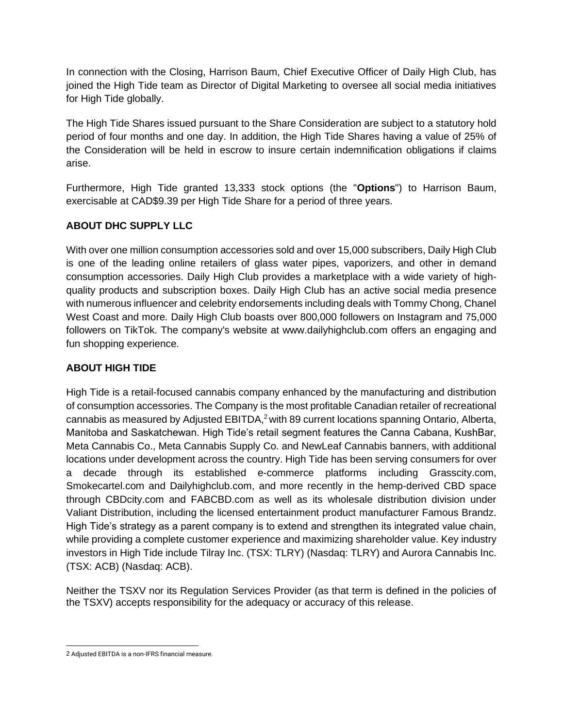In connection with the Closing, Harrison Baum, Chief Executive Officer of Daily High Club, has joined the High Tide team as Director of Digital Marketing to oversee all social media initiatives for High Tide globally.

The High Tide Shares issued pursuant to the Share Consideration are subject to a statutory hold period of four months and one day. In addition, the High Tide Shares having a value of 25% of the Consideration will be held in escrow to insure certain indemnification obligations if claims arise.

Furthermore, High Tide granted 13,333 stock options (the "**Options**") to Harrison Baum, exercisable at CAD$9.39 per High Tide Share for a period of three years.

## ABOUT DHC SUPPLY LLC

With over one million consumption accessories sold and over 15,000 subscribers, Daily High Club is one of the leading online retailers of glass water pipes, vaporizers, and other in demand consumption accessories. Daily High Club provides a marketplace with a wide variety of high-quality products and subscription boxes. Daily High Club has an active social media presence with numerous influencer and celebrity endorsements including deals with Tommy Chong, Chanel West Coast and more. Daily High Club boasts over 800,000 followers on Instagram and 75,000 followers on TikTok. The company's website at www.dailyhighclub.com offers an engaging and fun shopping experience.

## ABOUT HIGH TIDE

High Tide is a retail-focused cannabis company enhanced by the manufacturing and distribution of consumption accessories. The Company is the most profitable Canadian retailer of recreational cannabis as measured by Adjusted EBITDA,[2] with 89 current locations spanning Ontario, Alberta, Manitoba and Saskatchewan. High Tide's retail segment features the Canna Cabana, KushBar, Meta Cannabis Co., Meta Cannabis Supply Co. and NewLeaf Cannabis banners, with additional locations under development across the country. High Tide has been serving consumers for over a decade through its established e-commerce platforms including Grasscity.com, Smokecartel.com and Dailyhighclub.com, and more recently in the hemp-derived CBD space through CBDcity.com and FABCBD.com as well as its wholesale distribution division under Valiant Distribution, including the licensed entertainment product manufacturer Famous Brandz. High Tide's strategy as a parent company is to extend and strengthen its integrated value chain, while providing a complete customer experience and maximizing shareholder value. Key industry investors in High Tide include Tilray Inc. (TSX: TLRY) (Nasdaq: TLRY) and Aurora Cannabis Inc. (TSX: ACB) (Nasdaq: ACB).

Neither the TSXV nor its Regulation Services Provider (as that term is defined in the policies of the TSXV) accepts responsibility for the adequacy or accuracy of this release.

---

2 Adjusted EBITDA is a non-IFRS financial measure.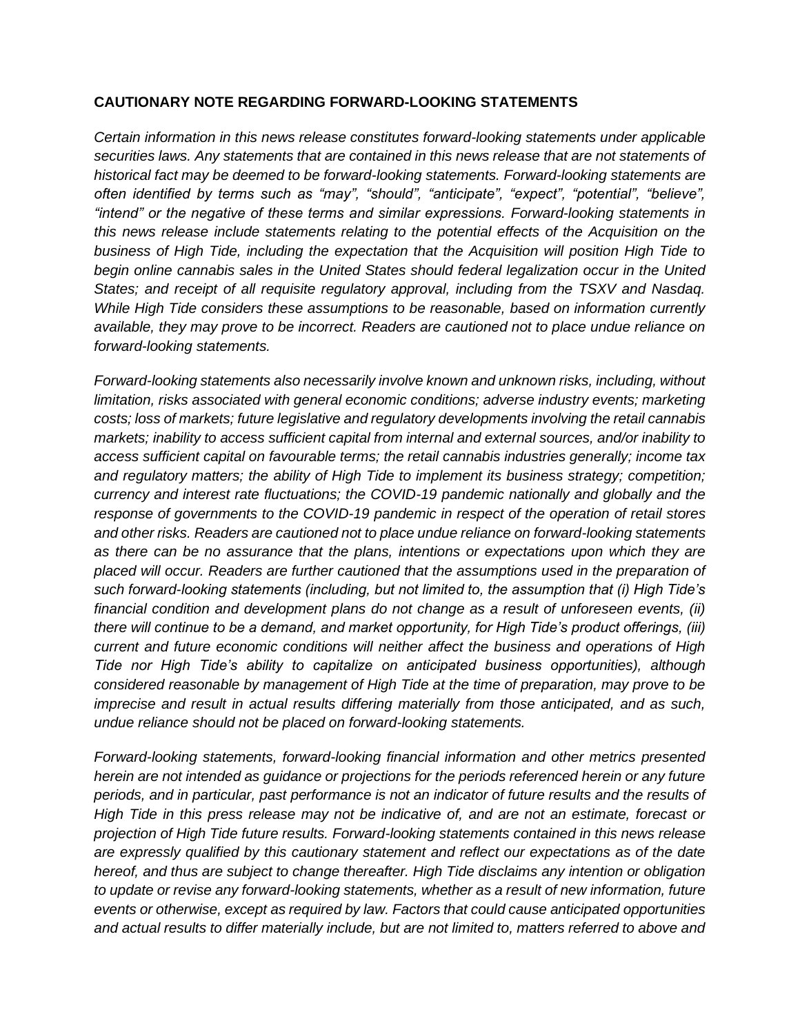**CAUTIONARY NOTE REGARDING FORWARD-LOOKING STATEMENTS**

*Certain information in this news release constitutes forward-looking statements under applicable securities laws. Any statements that are contained in this news release that are not statements of historical fact may be deemed to be forward-looking statements. Forward-looking statements are often identified by terms such as "may", "should", "anticipate", "expect", "potential", "believe", "intend" or the negative of these terms and similar expressions. Forward-looking statements in this news release include statements relating to the potential effects of the Acquisition on the business of High Tide, including the expectation that the Acquisition will position High Tide to begin online cannabis sales in the United States should federal legalization occur in the United States; and receipt of all requisite regulatory approval, including from the TSXV and Nasdaq. While High Tide considers these assumptions to be reasonable, based on information currently available, they may prove to be incorrect. Readers are cautioned not to place undue reliance on forward-looking statements.*

*Forward-looking statements also necessarily involve known and unknown risks, including, without limitation, risks associated with general economic conditions; adverse industry events; marketing costs; loss of markets; future legislative and regulatory developments involving the retail cannabis markets; inability to access sufficient capital from internal and external sources, and/or inability to access sufficient capital on favourable terms; the retail cannabis industries generally; income tax and regulatory matters; the ability of High Tide to implement its business strategy; competition; currency and interest rate fluctuations; the COVID-19 pandemic nationally and globally and the response of governments to the COVID-19 pandemic in respect of the operation of retail stores and other risks. Readers are cautioned not to place undue reliance on forward-looking statements as there can be no assurance that the plans, intentions or expectations upon which they are placed will occur. Readers are further cautioned that the assumptions used in the preparation of such forward-looking statements (including, but not limited to, the assumption that (i) High Tide's financial condition and development plans do not change as a result of unforeseen events, (ii) there will continue to be a demand, and market opportunity, for High Tide's product offerings, (iii) current and future economic conditions will neither affect the business and operations of High Tide nor High Tide's ability to capitalize on anticipated business opportunities), although considered reasonable by management of High Tide at the time of preparation, may prove to be imprecise and result in actual results differing materially from those anticipated, and as such, undue reliance should not be placed on forward-looking statements.*

*Forward-looking statements, forward-looking financial information and other metrics presented herein are not intended as guidance or projections for the periods referenced herein or any future periods, and in particular, past performance is not an indicator of future results and the results of High Tide in this press release may not be indicative of, and are not an estimate, forecast or projection of High Tide future results. Forward-looking statements contained in this news release are expressly qualified by this cautionary statement and reflect our expectations as of the date hereof, and thus are subject to change thereafter. High Tide disclaims any intention or obligation to update or revise any forward-looking statements, whether as a result of new information, future events or otherwise, except as required by law. Factors that could cause anticipated opportunities and actual results to differ materially include, but are not limited to, matters referred to above and*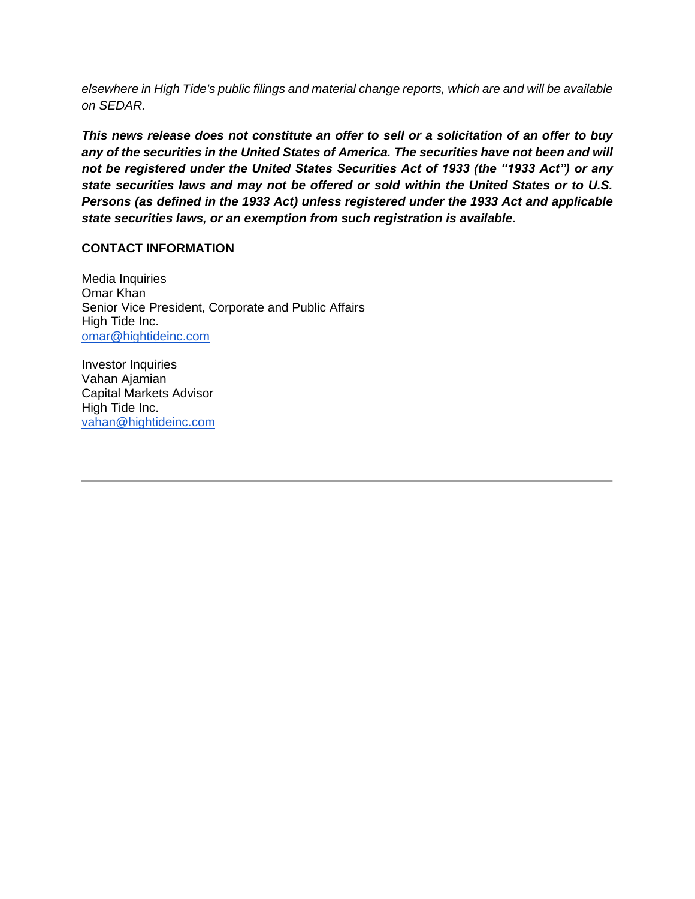*elsewhere in High Tide's public filings and material change reports, which are and will be available on SEDAR.*

***This news release does not constitute an offer to sell or a solicitation of an offer to buy any of the securities in the United States of America. The securities have not been and will not be registered under the United States Securities Act of 1933 (the "1933 Act") or any state securities laws and may not be offered or sold within the United States or to U.S. Persons (as defined in the 1933 Act) unless registered under the 1933 Act and applicable state securities laws, or an exemption from such registration is available.***

**CONTACT INFORMATION**

Media Inquiries
Omar Khan
Senior Vice President, Corporate and Public Affairs
High Tide Inc.
omar@hightideinc.com

Investor Inquiries
Vahan Ajamian
Capital Markets Advisor
High Tide Inc.
vahan@hightideinc.com